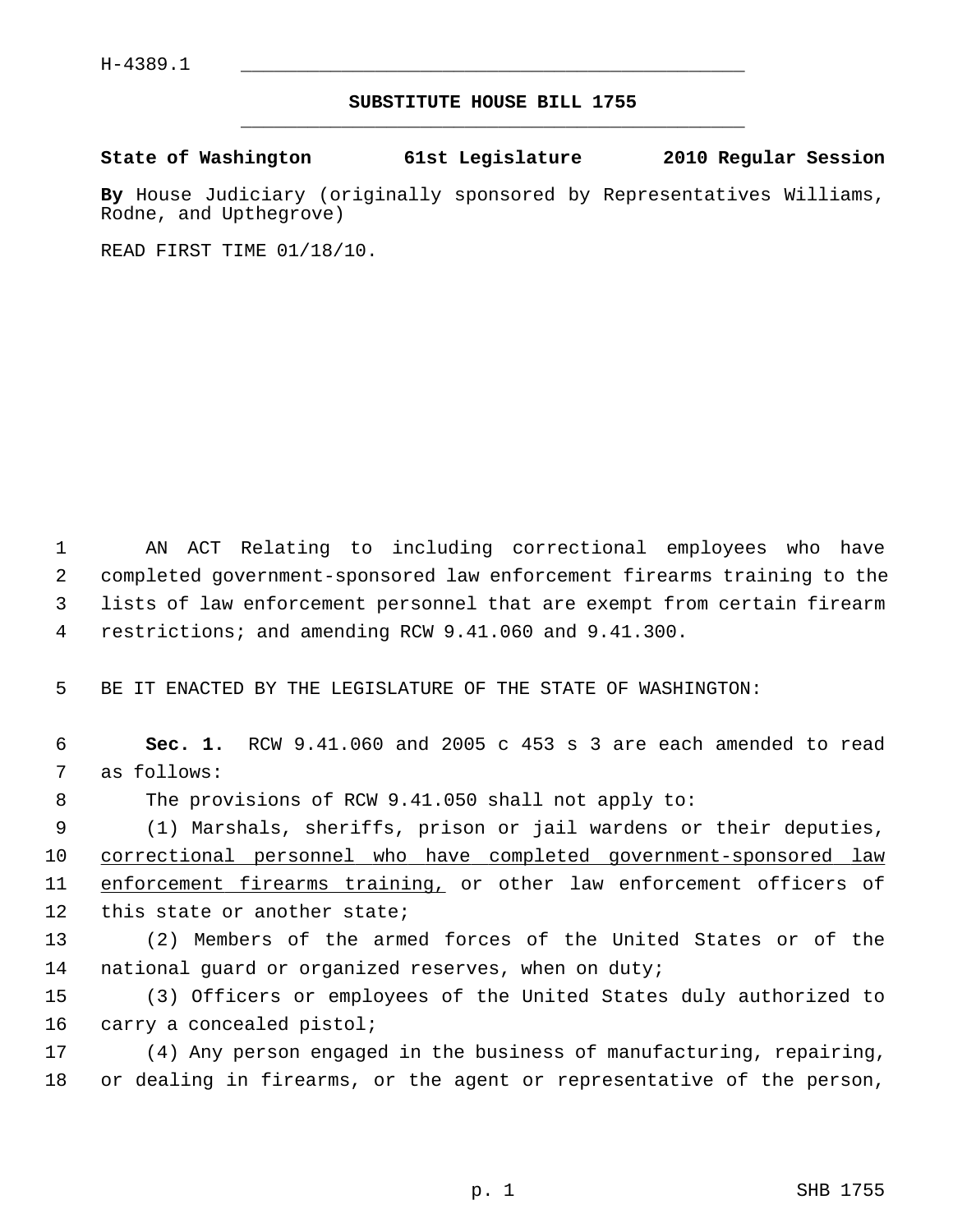H-4389.1

# SUBSTITUTE HOUSE BILL 1755

**State of Washington 61st Legislature 2010 Regular Session**

**By** House Judiciary (originally sponsored by Representatives Williams, Rodne, and Upthegrove)

READ FIRST TIME 01/18/10.

AN ACT Relating to including correctional employees who have completed government-sponsored law enforcement firearms training to the lists of law enforcement personnel that are exempt from certain firearm restrictions; and amending RCW 9.41.060 and 9.41.300.

BE IT ENACTED BY THE LEGISLATURE OF THE STATE OF WASHINGTON:

**Sec. 1.** RCW 9.41.060 and 2005 c 453 s 3 are each amended to read as follows:

The provisions of RCW 9.41.050 shall not apply to:

(1) Marshals, sheriffs, prison or jail wardens or their deputies, <u>correctional personnel who have completed government-sponsored law enforcement firearms training,</u> or other law enforcement officers of this state or another state;

(2) Members of the armed forces of the United States or of the national guard or organized reserves, when on duty;

(3) Officers or employees of the United States duly authorized to carry a concealed pistol;

(4) Any person engaged in the business of manufacturing, repairing, or dealing in firearms, or the agent or representative of the person,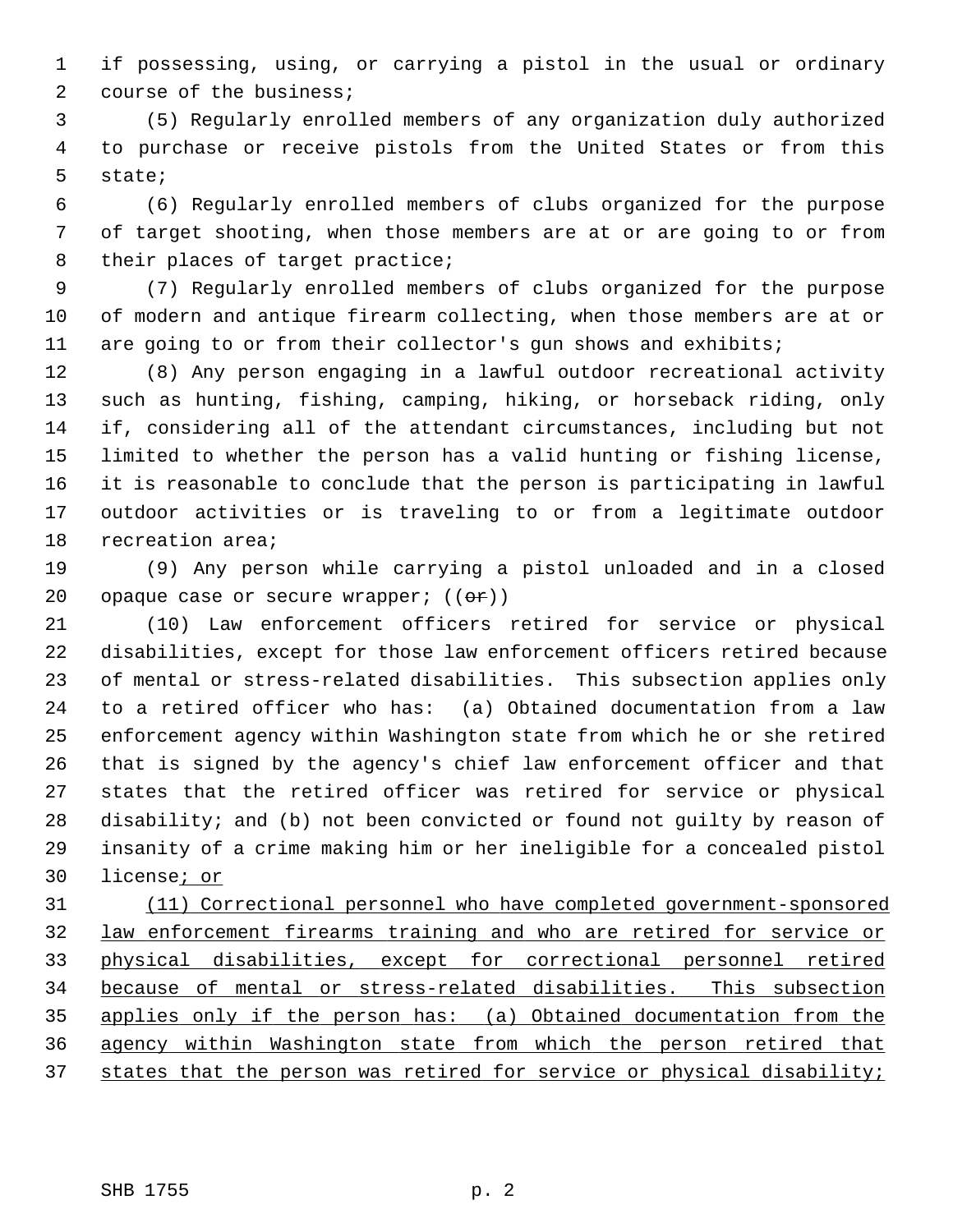if possessing, using, or carrying a pistol in the usual or ordinary course of the business;

(5) Regularly enrolled members of any organization duly authorized to purchase or receive pistols from the United States or from this state;

(6) Regularly enrolled members of clubs organized for the purpose of target shooting, when those members are at or are going to or from their places of target practice;

(7) Regularly enrolled members of clubs organized for the purpose of modern and antique firearm collecting, when those members are at or are going to or from their collector's gun shows and exhibits;

(8) Any person engaging in a lawful outdoor recreational activity such as hunting, fishing, camping, hiking, or horseback riding, only if, considering all of the attendant circumstances, including but not limited to whether the person has a valid hunting or fishing license, it is reasonable to conclude that the person is participating in lawful outdoor activities or is traveling to or from a legitimate outdoor recreation area;

(9) Any person while carrying a pistol unloaded and in a closed opaque case or secure wrapper; ((~~or~~))

(10) Law enforcement officers retired for service or physical disabilities, except for those law enforcement officers retired because of mental or stress-related disabilities. This subsection applies only to a retired officer who has: (a) Obtained documentation from a law enforcement agency within Washington state from which he or she retired that is signed by the agency's chief law enforcement officer and that states that the retired officer was retired for service or physical disability; and (b) not been convicted or found not guilty by reason of insanity of a crime making him or her ineligible for a concealed pistol license<u>; or</u>

<u>(11) Correctional personnel who have completed government-sponsored law enforcement firearms training and who are retired for service or physical disabilities, except for correctional personnel retired because of mental or stress-related disabilities. This subsection applies only if the person has: (a) Obtained documentation from the agency within Washington state from which the person retired that states that the person was retired for service or physical disability;</u>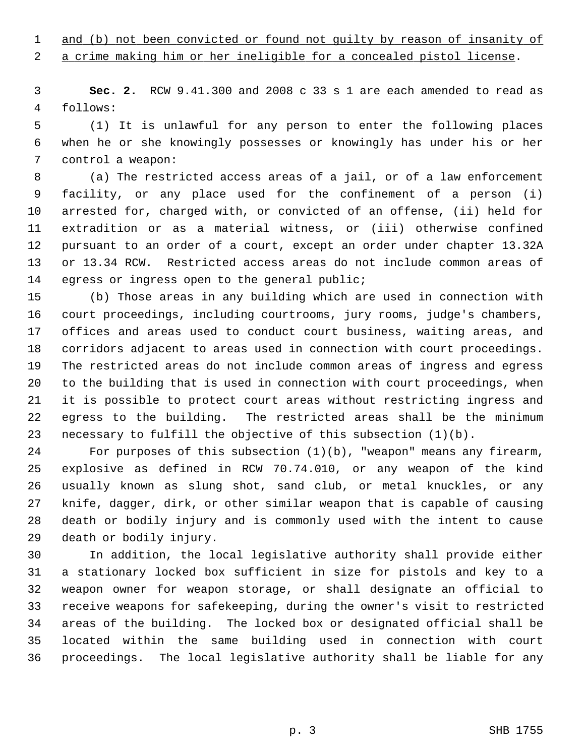and (b) not been convicted or found not guilty by reason of insanity of a crime making him or her ineligible for a concealed pistol license.

**Sec. 2.** RCW 9.41.300 and 2008 c 33 s 1 are each amended to read as follows:

(1) It is unlawful for any person to enter the following places when he or she knowingly possesses or knowingly has under his or her control a weapon:

(a) The restricted access areas of a jail, or of a law enforcement facility, or any place used for the confinement of a person (i) arrested for, charged with, or convicted of an offense, (ii) held for extradition or as a material witness, or (iii) otherwise confined pursuant to an order of a court, except an order under chapter 13.32A or 13.34 RCW. Restricted access areas do not include common areas of egress or ingress open to the general public;

(b) Those areas in any building which are used in connection with court proceedings, including courtrooms, jury rooms, judge's chambers, offices and areas used to conduct court business, waiting areas, and corridors adjacent to areas used in connection with court proceedings. The restricted areas do not include common areas of ingress and egress to the building that is used in connection with court proceedings, when it is possible to protect court areas without restricting ingress and egress to the building. The restricted areas shall be the minimum necessary to fulfill the objective of this subsection (1)(b).

For purposes of this subsection (1)(b), "weapon" means any firearm, explosive as defined in RCW 70.74.010, or any weapon of the kind usually known as slung shot, sand club, or metal knuckles, or any knife, dagger, dirk, or other similar weapon that is capable of causing death or bodily injury and is commonly used with the intent to cause death or bodily injury.

In addition, the local legislative authority shall provide either a stationary locked box sufficient in size for pistols and key to a weapon owner for weapon storage, or shall designate an official to receive weapons for safekeeping, during the owner's visit to restricted areas of the building. The locked box or designated official shall be located within the same building used in connection with court proceedings. The local legislative authority shall be liable for any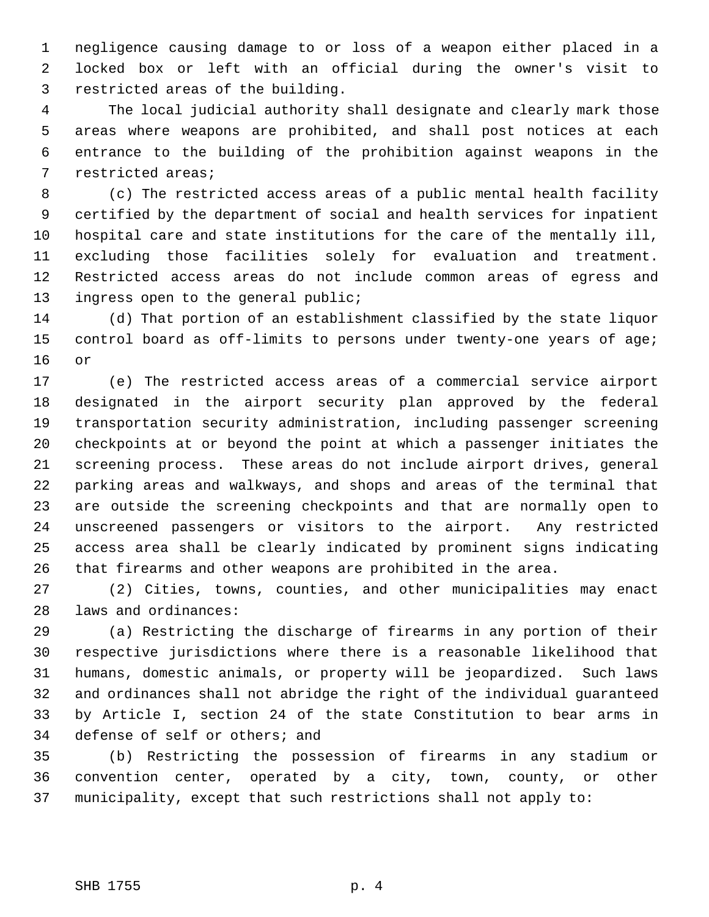negligence causing damage to or loss of a weapon either placed in a locked box or left with an official during the owner's visit to restricted areas of the building.

The local judicial authority shall designate and clearly mark those areas where weapons are prohibited, and shall post notices at each entrance to the building of the prohibition against weapons in the restricted areas;

(c) The restricted access areas of a public mental health facility certified by the department of social and health services for inpatient hospital care and state institutions for the care of the mentally ill, excluding those facilities solely for evaluation and treatment. Restricted access areas do not include common areas of egress and ingress open to the general public;

(d) That portion of an establishment classified by the state liquor control board as off-limits to persons under twenty-one years of age; or

(e) The restricted access areas of a commercial service airport designated in the airport security plan approved by the federal transportation security administration, including passenger screening checkpoints at or beyond the point at which a passenger initiates the screening process. These areas do not include airport drives, general parking areas and walkways, and shops and areas of the terminal that are outside the screening checkpoints and that are normally open to unscreened passengers or visitors to the airport. Any restricted access area shall be clearly indicated by prominent signs indicating that firearms and other weapons are prohibited in the area.

(2) Cities, towns, counties, and other municipalities may enact laws and ordinances:

(a) Restricting the discharge of firearms in any portion of their respective jurisdictions where there is a reasonable likelihood that humans, domestic animals, or property will be jeopardized. Such laws and ordinances shall not abridge the right of the individual guaranteed by Article I, section 24 of the state Constitution to bear arms in defense of self or others; and

(b) Restricting the possession of firearms in any stadium or convention center, operated by a city, town, county, or other municipality, except that such restrictions shall not apply to: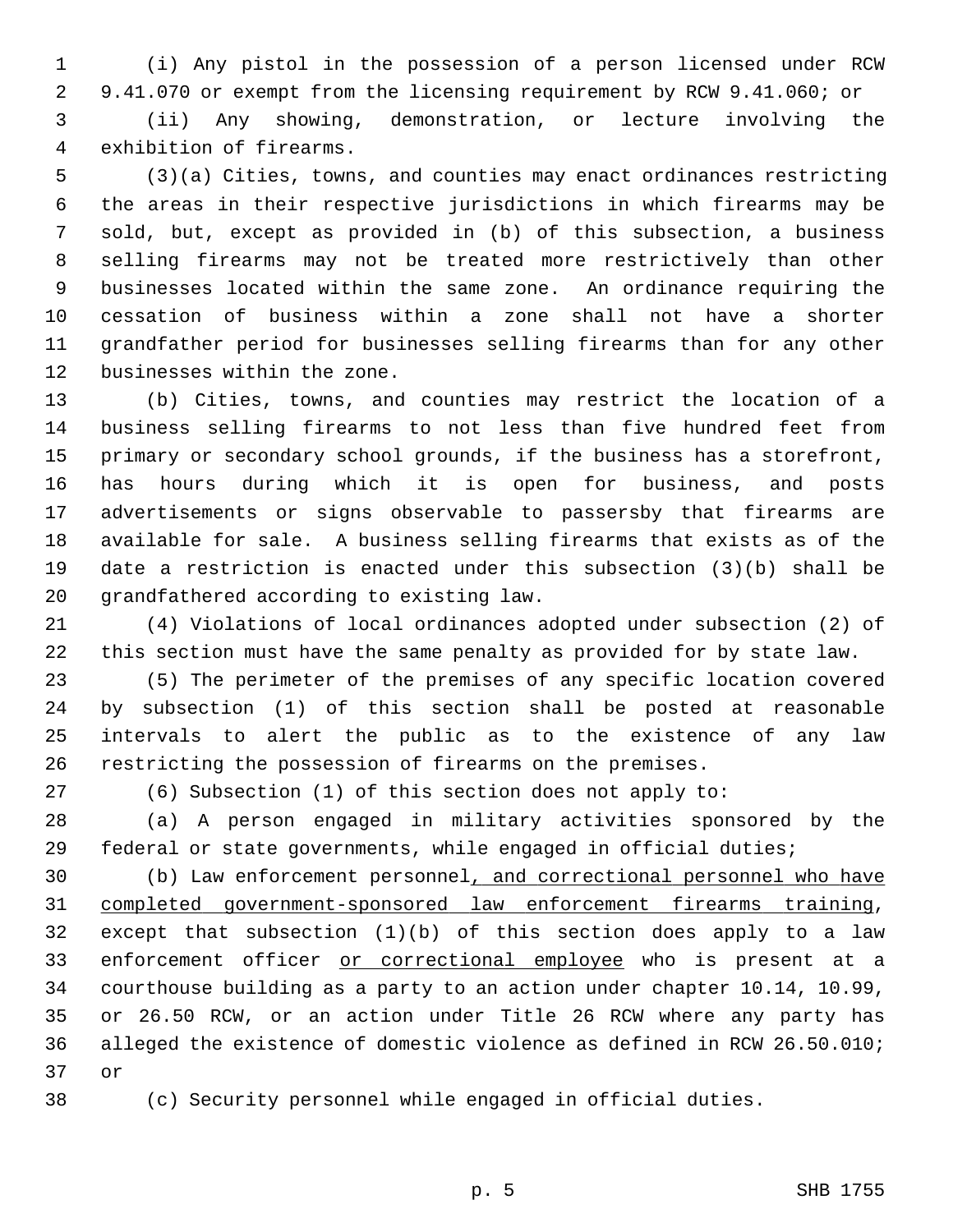(i) Any pistol in the possession of a person licensed under RCW 9.41.070 or exempt from the licensing requirement by RCW 9.41.060; or

(ii) Any showing, demonstration, or lecture involving the exhibition of firearms.

(3)(a) Cities, towns, and counties may enact ordinances restricting the areas in their respective jurisdictions in which firearms may be sold, but, except as provided in (b) of this subsection, a business selling firearms may not be treated more restrictively than other businesses located within the same zone. An ordinance requiring the cessation of business within a zone shall not have a shorter grandfather period for businesses selling firearms than for any other businesses within the zone.

(b) Cities, towns, and counties may restrict the location of a business selling firearms to not less than five hundred feet from primary or secondary school grounds, if the business has a storefront, has hours during which it is open for business, and posts advertisements or signs observable to passersby that firearms are available for sale. A business selling firearms that exists as of the date a restriction is enacted under this subsection (3)(b) shall be grandfathered according to existing law.

(4) Violations of local ordinances adopted under subsection (2) of this section must have the same penalty as provided for by state law.

(5) The perimeter of the premises of any specific location covered by subsection (1) of this section shall be posted at reasonable intervals to alert the public as to the existence of any law restricting the possession of firearms on the premises.

(6) Subsection (1) of this section does not apply to:

(a) A person engaged in military activities sponsored by the federal or state governments, while engaged in official duties;

(b) Law enforcement personnel<u>, and correctional personnel who have completed government-sponsored law enforcement firearms training</u>, except that subsection (1)(b) of this section does apply to a law enforcement officer <u>or correctional employee</u> who is present at a courthouse building as a party to an action under chapter 10.14, 10.99, or 26.50 RCW, or an action under Title 26 RCW where any party has alleged the existence of domestic violence as defined in RCW 26.50.010; or

(c) Security personnel while engaged in official duties.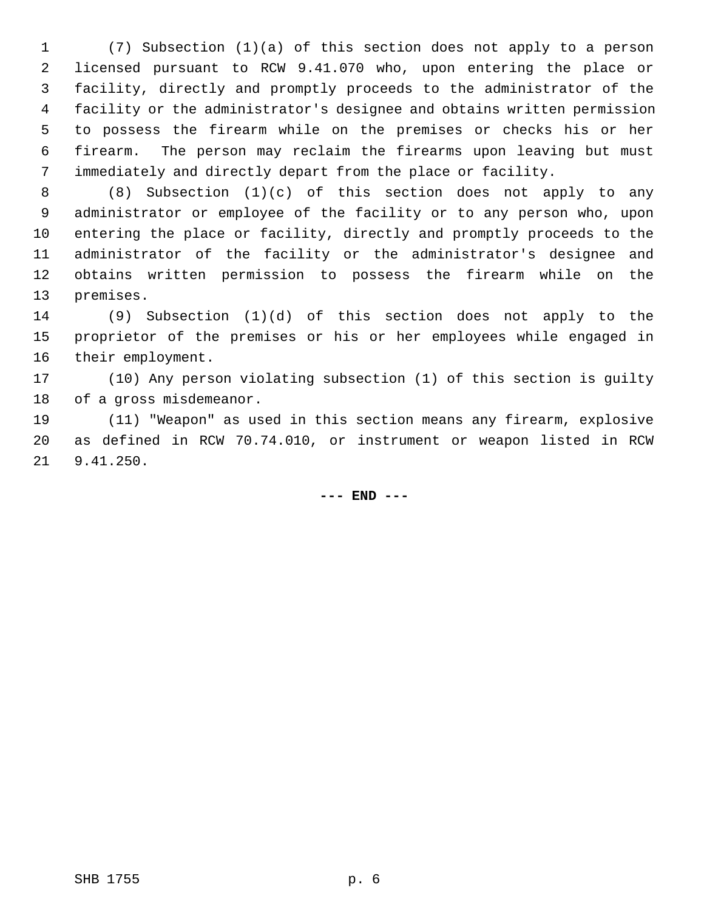(7) Subsection (1)(a) of this section does not apply to a person licensed pursuant to RCW 9.41.070 who, upon entering the place or facility, directly and promptly proceeds to the administrator of the facility or the administrator's designee and obtains written permission to possess the firearm while on the premises or checks his or her firearm. The person may reclaim the firearms upon leaving but must immediately and directly depart from the place or facility.

(8) Subsection (1)(c) of this section does not apply to any administrator or employee of the facility or to any person who, upon entering the place or facility, directly and promptly proceeds to the administrator of the facility or the administrator's designee and obtains written permission to possess the firearm while on the premises.

(9) Subsection (1)(d) of this section does not apply to the proprietor of the premises or his or her employees while engaged in their employment.

(10) Any person violating subsection (1) of this section is guilty of a gross misdemeanor.

(11) "Weapon" as used in this section means any firearm, explosive as defined in RCW 70.74.010, or instrument or weapon listed in RCW 9.41.250.

**--- END ---**